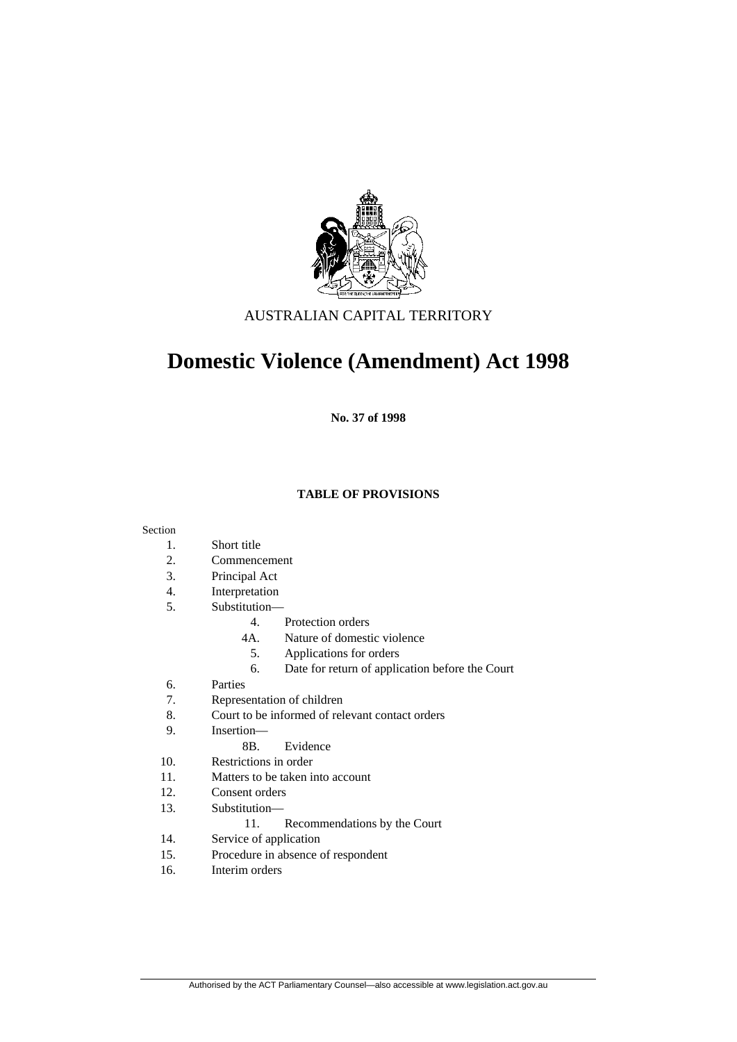AUSTRALIAN CAPITAL TERRITORY

# Domestic Violence (Amendment) Act 1998

**No. 37 of 1998**

**TABLE OF PROVISIONS**

Section

1. Short title
2. Commencement
3. Principal Act
4. Interpretation
5. Substitution—
    - 4. Protection orders
    - 4A. Nature of domestic violence
    - 5. Applications for orders
    - 6. Date for return of application before the Court
6. Parties
7. Representation of children
8. Court to be informed of relevant contact orders
9. Insertion—
    - 8B. Evidence
10. Restrictions in order
11. Matters to be taken into account
12. Consent orders
13. Substitution—
    - 11. Recommendations by the Court
14. Service of application
15. Procedure in absence of respondent
16. Interim orders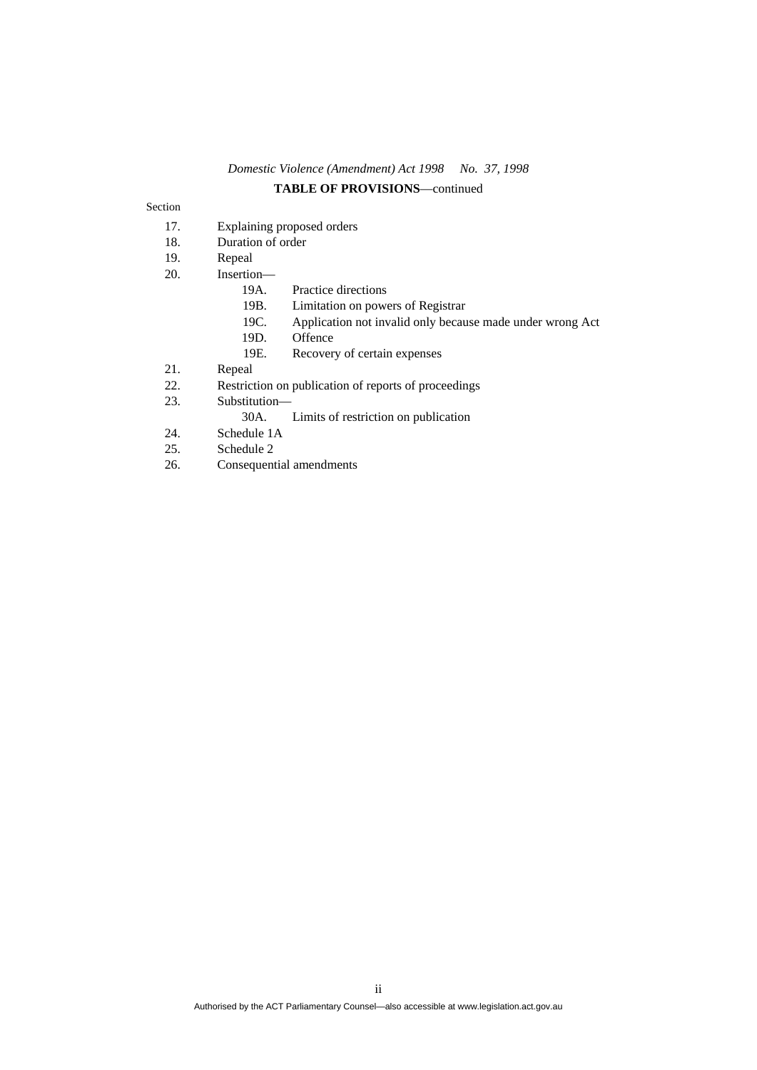**TABLE OF PROVISIONS**—continued

Section

17. Explaining proposed orders
18. Duration of order
19. Repeal
20. Insertion—
    - 19A. Practice directions
    - 19B. Limitation on powers of Registrar
    - 19C. Application not invalid only because made under wrong Act
    - 19D. Offence
    - 19E. Recovery of certain expenses
21. Repeal
22. Restriction on publication of reports of proceedings
23. Substitution—
    - 30A. Limits of restriction on publication
24. Schedule 1A
25. Schedule 2
26. Consequential amendments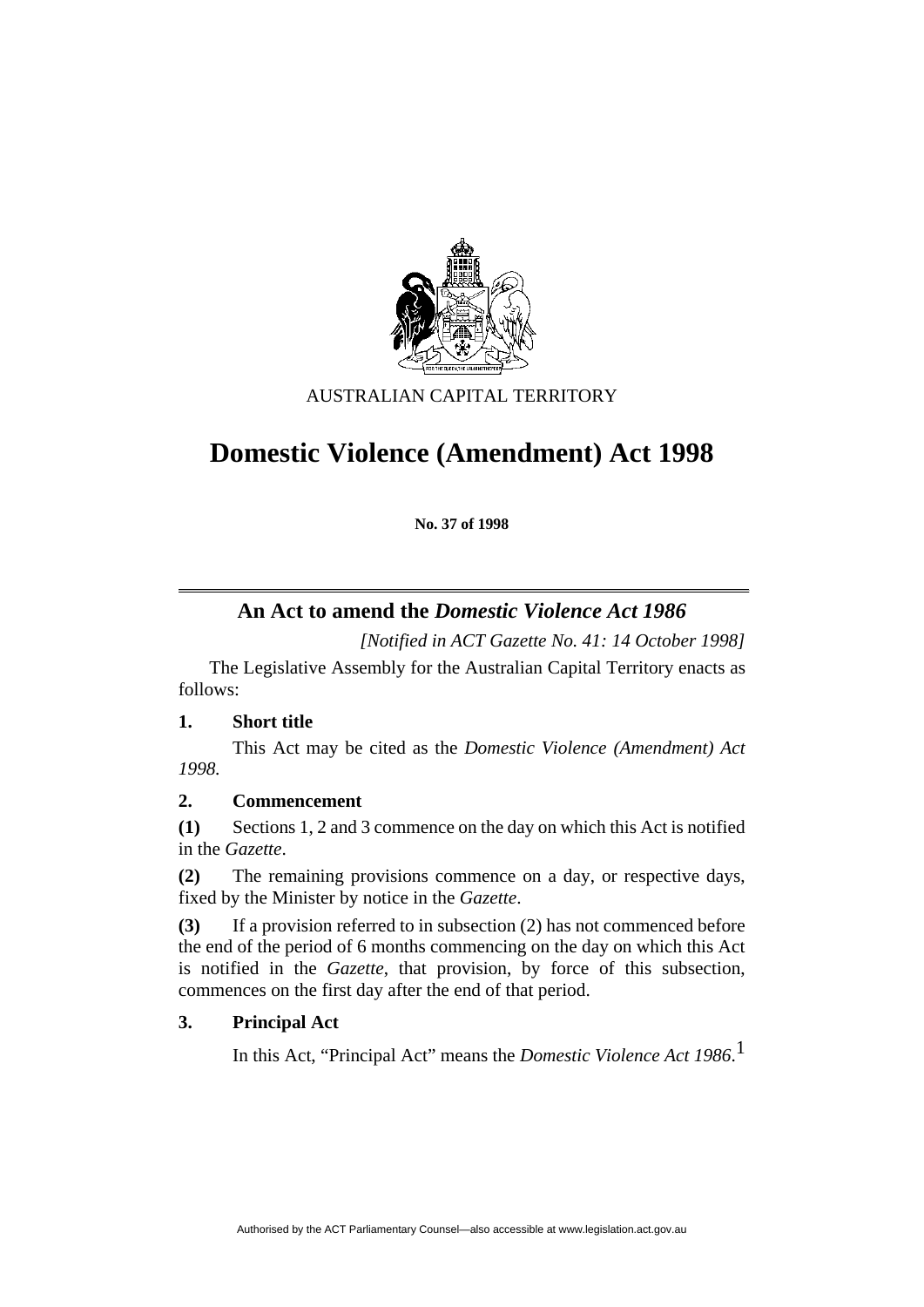AUSTRALIAN CAPITAL TERRITORY

# Domestic Violence (Amendment) Act 1998

**No. 37 of 1998**

## An Act to amend the *Domestic Violence Act 1986*

*[Notified in ACT Gazette No. 41: 14 October 1998]*

The Legislative Assembly for the Australian Capital Territory enacts as follows:

### 1. Short title

This Act may be cited as the *Domestic Violence (Amendment) Act 1998*.

### 2. Commencement

**(1)** Sections 1, 2 and 3 commence on the day on which this Act is notified in the *Gazette*.

**(2)** The remaining provisions commence on a day, or respective days, fixed by the Minister by notice in the *Gazette*.

**(3)** If a provision referred to in subsection (2) has not commenced before the end of the period of 6 months commencing on the day on which this Act is notified in the *Gazette*, that provision, by force of this subsection, commences on the first day after the end of that period.

### 3. Principal Act

In this Act, "Principal Act" means the *Domestic Violence Act 1986*.[1]

Authorised by the ACT Parliamentary Counsel—also accessible at www.legislation.act.gov.au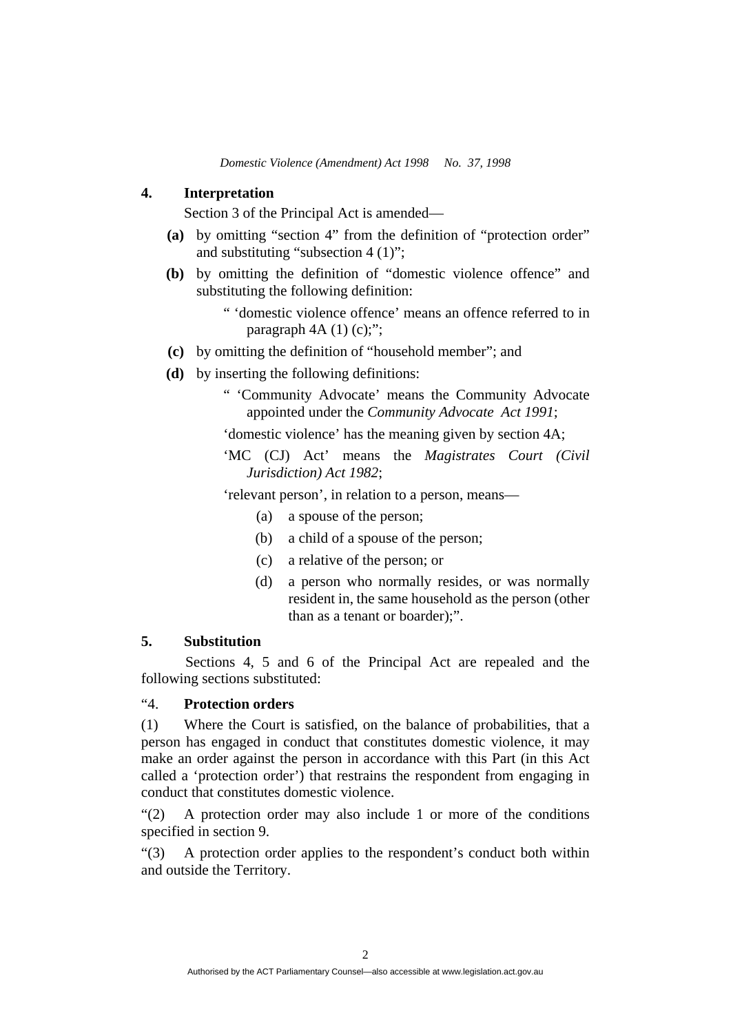**4. Interpretation**

Section 3 of the Principal Act is amended—

**(a)** by omitting "section 4" from the definition of "protection order" and substituting "subsection 4 (1)";

**(b)** by omitting the definition of "domestic violence offence" and substituting the following definition:

" 'domestic violence offence' means an offence referred to in paragraph 4A (1) (c);";

**(c)** by omitting the definition of "household member"; and

**(d)** by inserting the following definitions:

" 'Community Advocate' means the Community Advocate appointed under the *Community Advocate Act 1991*;

'domestic violence' has the meaning given by section 4A;

'MC (CJ) Act' means the *Magistrates Court (Civil Jurisdiction) Act 1982*;

'relevant person', in relation to a person, means—

(a) a spouse of the person;

(b) a child of a spouse of the person;

(c) a relative of the person; or

(d) a person who normally resides, or was normally resident in, the same household as the person (other than as a tenant or boarder);".

**5. Substitution**

Sections 4, 5 and 6 of the Principal Act are repealed and the following sections substituted:

"4. **Protection orders**

(1) Where the Court is satisfied, on the balance of probabilities, that a person has engaged in conduct that constitutes domestic violence, it may make an order against the person in accordance with this Part (in this Act called a 'protection order') that restrains the respondent from engaging in conduct that constitutes domestic violence.

"(2) A protection order may also include 1 or more of the conditions specified in section 9.

"(3) A protection order applies to the respondent's conduct both within and outside the Territory.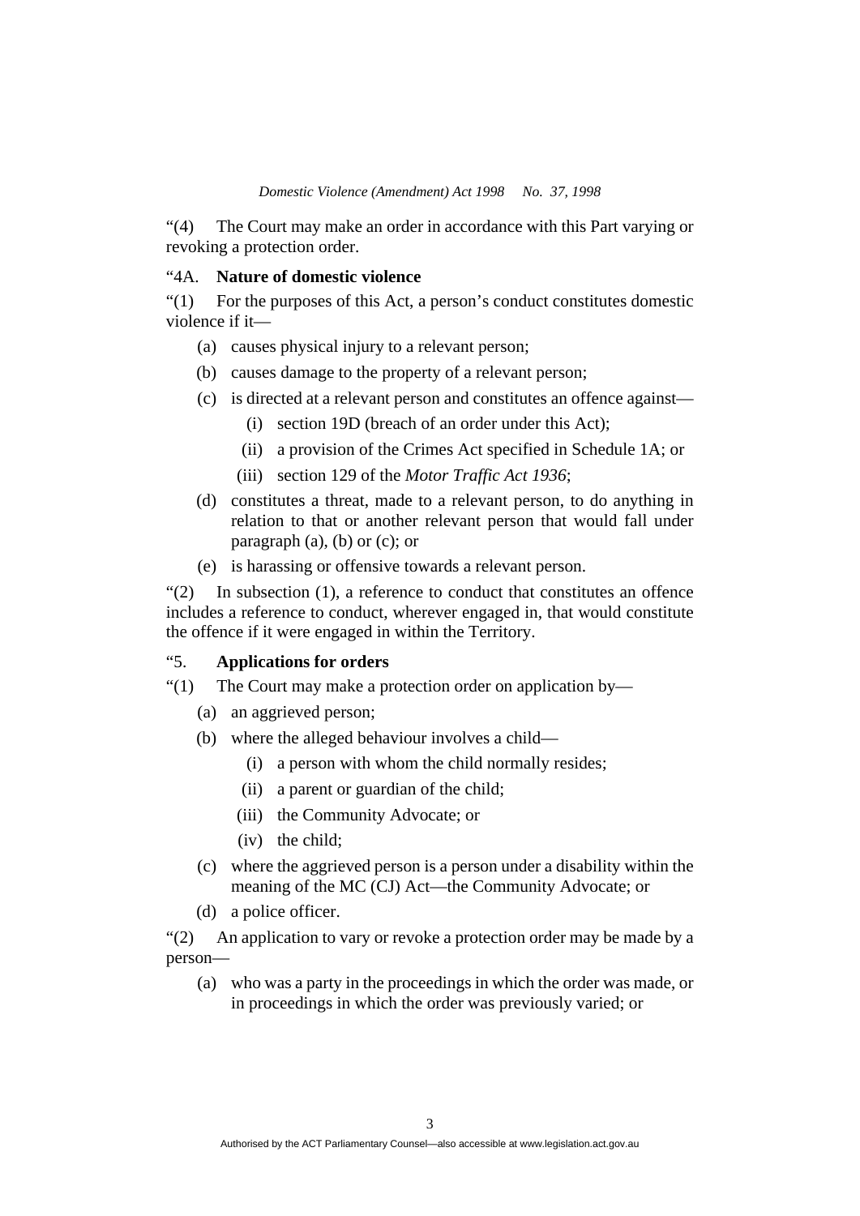“(4) The Court may make an order in accordance with this Part varying or revoking a protection order.

“4A. **Nature of domestic violence**

“(1) For the purposes of this Act, a person’s conduct constitutes domestic violence if it—

- (a) causes physical injury to a relevant person;
- (b) causes damage to the property of a relevant person;
- (c) is directed at a relevant person and constitutes an offence against—
  - (i) section 19D (breach of an order under this Act);
  - (ii) a provision of the Crimes Act specified in Schedule 1A; or
  - (iii) section 129 of the *Motor Traffic Act 1936*;
- (d) constitutes a threat, made to a relevant person, to do anything in relation to that or another relevant person that would fall under paragraph (a), (b) or (c); or
- (e) is harassing or offensive towards a relevant person.

“(2) In subsection (1), a reference to conduct that constitutes an offence includes a reference to conduct, wherever engaged in, that would constitute the offence if it were engaged in within the Territory.

“5. **Applications for orders**

“(1) The Court may make a protection order on application by—

- (a) an aggrieved person;
- (b) where the alleged behaviour involves a child—
  - (i) a person with whom the child normally resides;
  - (ii) a parent or guardian of the child;
  - (iii) the Community Advocate; or
  - (iv) the child;
- (c) where the aggrieved person is a person under a disability within the meaning of the MC (CJ) Act—the Community Advocate; or
- (d) a police officer.

“(2) An application to vary or revoke a protection order may be made by a person—

- (a) who was a party in the proceedings in which the order was made, or in proceedings in which the order was previously varied; or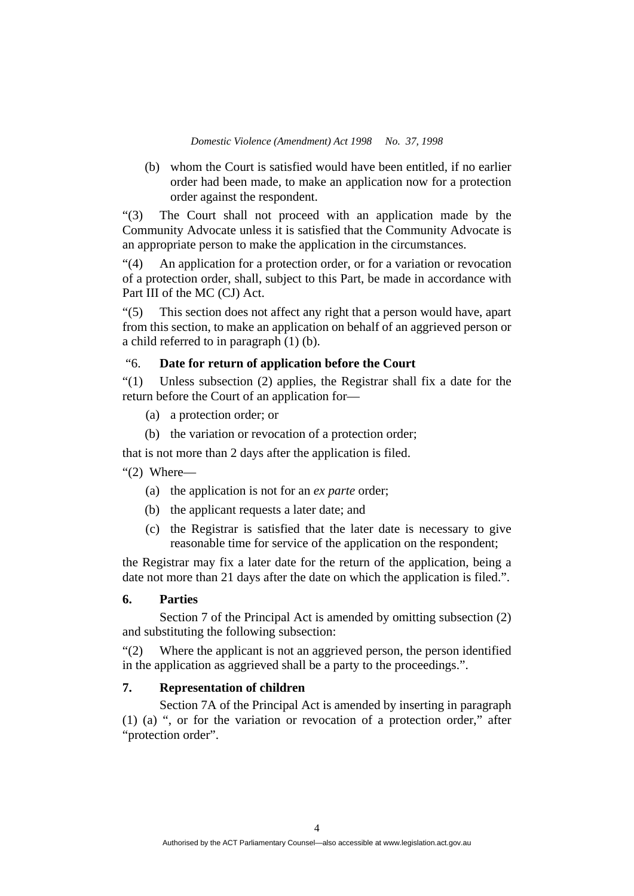(b) whom the Court is satisfied would have been entitled, if no earlier order had been made, to make an application now for a protection order against the respondent.

"(3) The Court shall not proceed with an application made by the Community Advocate unless it is satisfied that the Community Advocate is an appropriate person to make the application in the circumstances.

"(4) An application for a protection order, or for a variation or revocation of a protection order, shall, subject to this Part, be made in accordance with Part III of the MC (CJ) Act.

"(5) This section does not affect any right that a person would have, apart from this section, to make an application on behalf of an aggrieved person or a child referred to in paragraph (1) (b).

"6. **Date for return of application before the Court**

"(1) Unless subsection (2) applies, the Registrar shall fix a date for the return before the Court of an application for—

(a) a protection order; or

(b) the variation or revocation of a protection order;

that is not more than 2 days after the application is filed.

"(2) Where—

(a) the application is not for an *ex parte* order;

(b) the applicant requests a later date; and

(c) the Registrar is satisfied that the later date is necessary to give reasonable time for service of the application on the respondent;

the Registrar may fix a later date for the return of the application, being a date not more than 21 days after the date on which the application is filed.".

**6. Parties**

Section 7 of the Principal Act is amended by omitting subsection (2) and substituting the following subsection:

"(2) Where the applicant is not an aggrieved person, the person identified in the application as aggrieved shall be a party to the proceedings.".

**7. Representation of children**

Section 7A of the Principal Act is amended by inserting in paragraph (1) (a) ", or for the variation or revocation of a protection order," after "protection order".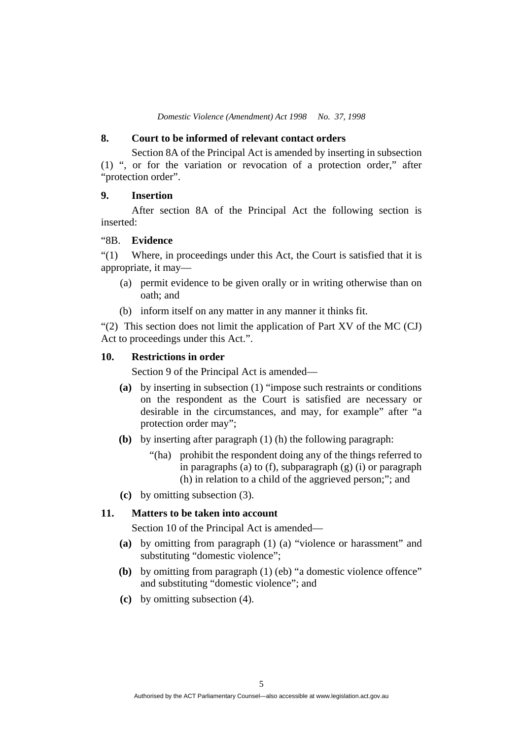**8. Court to be informed of relevant contact orders**

Section 8A of the Principal Act is amended by inserting in subsection (1) ", or for the variation or revocation of a protection order," after "protection order".

**9. Insertion**

After section 8A of the Principal Act the following section is inserted:

"8B. **Evidence**

"(1) Where, in proceedings under this Act, the Court is satisfied that it is appropriate, it may—

(a) permit evidence to be given orally or in writing otherwise than on oath; and

(b) inform itself on any matter in any manner it thinks fit.

"(2) This section does not limit the application of Part XV of the MC (CJ) Act to proceedings under this Act.".

**10. Restrictions in order**

Section 9 of the Principal Act is amended—

**(a)** by inserting in subsection (1) "impose such restraints or conditions on the respondent as the Court is satisfied are necessary or desirable in the circumstances, and may, for example" after "a protection order may";

**(b)** by inserting after paragraph (1) (h) the following paragraph:

"(ha) prohibit the respondent doing any of the things referred to in paragraphs (a) to (f), subparagraph (g) (i) or paragraph (h) in relation to a child of the aggrieved person;"; and

**(c)** by omitting subsection (3).

**11. Matters to be taken into account**

Section 10 of the Principal Act is amended—

**(a)** by omitting from paragraph (1) (a) "violence or harassment" and substituting "domestic violence";

**(b)** by omitting from paragraph (1) (eb) "a domestic violence offence" and substituting "domestic violence"; and

**(c)** by omitting subsection (4).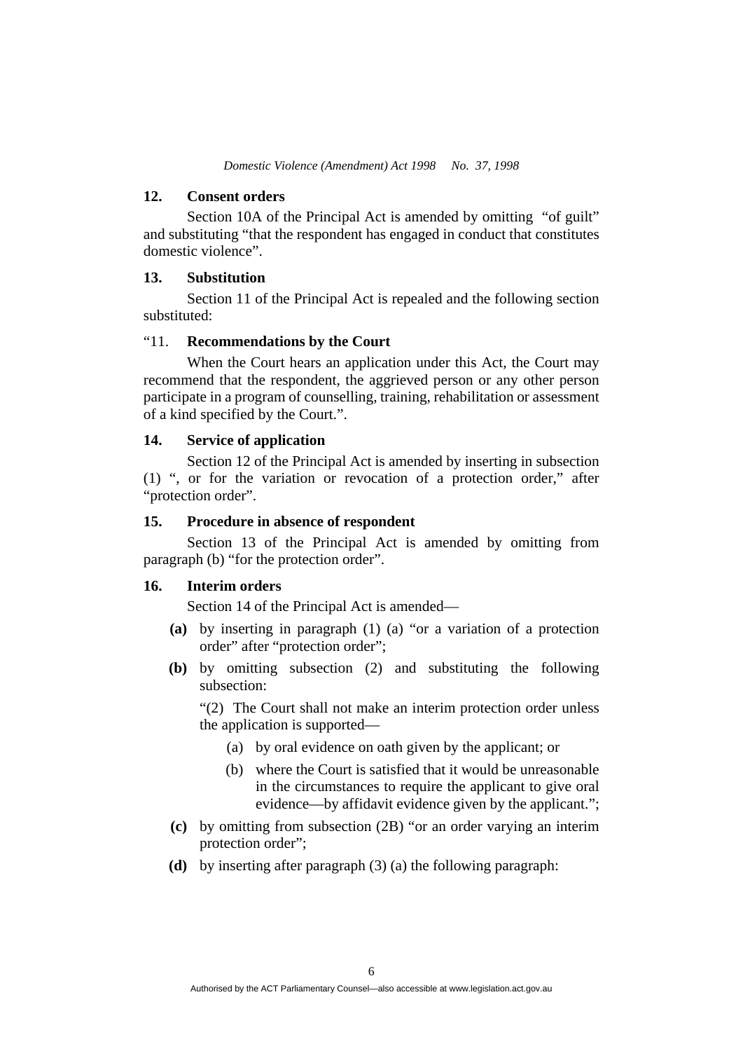### 12. Consent orders

Section 10A of the Principal Act is amended by omitting "of guilt" and substituting "that the respondent has engaged in conduct that constitutes domestic violence".

### 13. Substitution

Section 11 of the Principal Act is repealed and the following section substituted:

"11. **Recommendations by the Court**

When the Court hears an application under this Act, the Court may recommend that the respondent, the aggrieved person or any other person participate in a program of counselling, training, rehabilitation or assessment of a kind specified by the Court.".

### 14. Service of application

Section 12 of the Principal Act is amended by inserting in subsection (1) ", or for the variation or revocation of a protection order," after "protection order".

### 15. Procedure in absence of respondent

Section 13 of the Principal Act is amended by omitting from paragraph (b) "for the protection order".

### 16. Interim orders

Section 14 of the Principal Act is amended—

**(a)** by inserting in paragraph (1) (a) "or a variation of a protection order" after "protection order";

**(b)** by omitting subsection (2) and substituting the following subsection:

"(2) The Court shall not make an interim protection order unless the application is supported—

(a) by oral evidence on oath given by the applicant; or

(b) where the Court is satisfied that it would be unreasonable in the circumstances to require the applicant to give oral evidence—by affidavit evidence given by the applicant.";

**(c)** by omitting from subsection (2B) "or an order varying an interim protection order";

**(d)** by inserting after paragraph (3) (a) the following paragraph: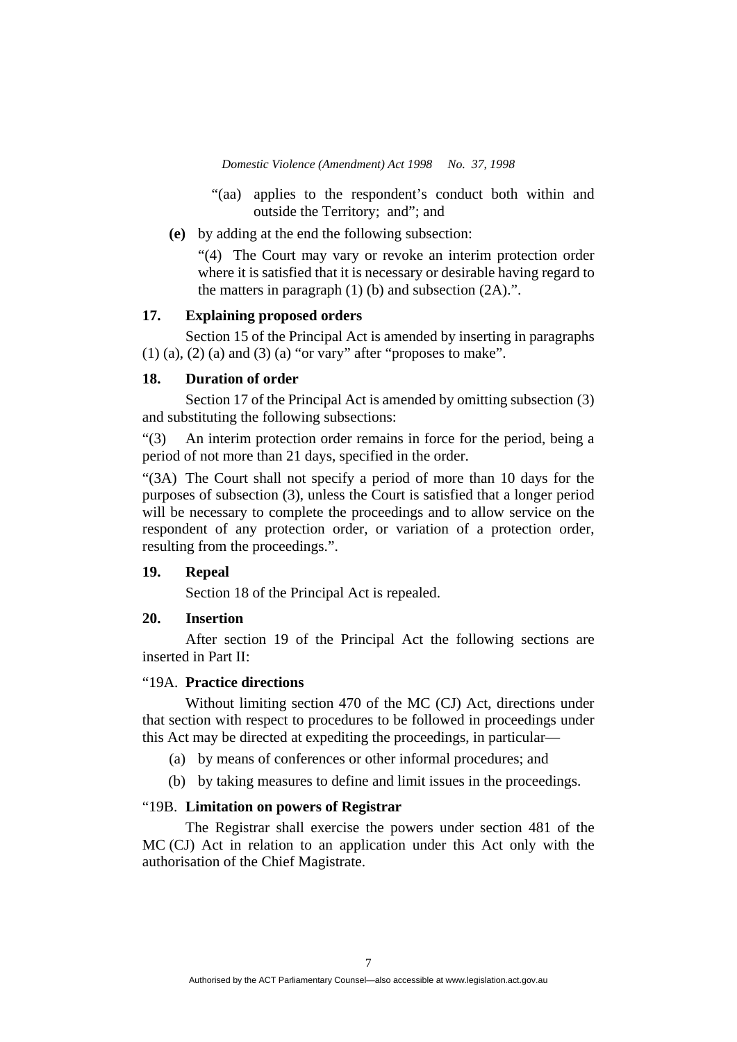"(aa) applies to the respondent's conduct both within and outside the Territory; and"; and

**(e)** by adding at the end the following subsection:

"(4) The Court may vary or revoke an interim protection order where it is satisfied that it is necessary or desirable having regard to the matters in paragraph (1) (b) and subsection (2A).".

### 17. Explaining proposed orders

Section 15 of the Principal Act is amended by inserting in paragraphs (1) (a), (2) (a) and (3) (a) "or vary" after "proposes to make".

### 18. Duration of order

Section 17 of the Principal Act is amended by omitting subsection (3) and substituting the following subsections:

"(3) An interim protection order remains in force for the period, being a period of not more than 21 days, specified in the order.

"(3A) The Court shall not specify a period of more than 10 days for the purposes of subsection (3), unless the Court is satisfied that a longer period will be necessary to complete the proceedings and to allow service on the respondent of any protection order, or variation of a protection order, resulting from the proceedings.".

### 19. Repeal

Section 18 of the Principal Act is repealed.

### 20. Insertion

After section 19 of the Principal Act the following sections are inserted in Part II:

"19A. **Practice directions**

Without limiting section 470 of the MC (CJ) Act, directions under that section with respect to procedures to be followed in proceedings under this Act may be directed at expediting the proceedings, in particular—

(a) by means of conferences or other informal procedures; and

(b) by taking measures to define and limit issues in the proceedings.

"19B. **Limitation on powers of Registrar**

The Registrar shall exercise the powers under section 481 of the MC (CJ) Act in relation to an application under this Act only with the authorisation of the Chief Magistrate.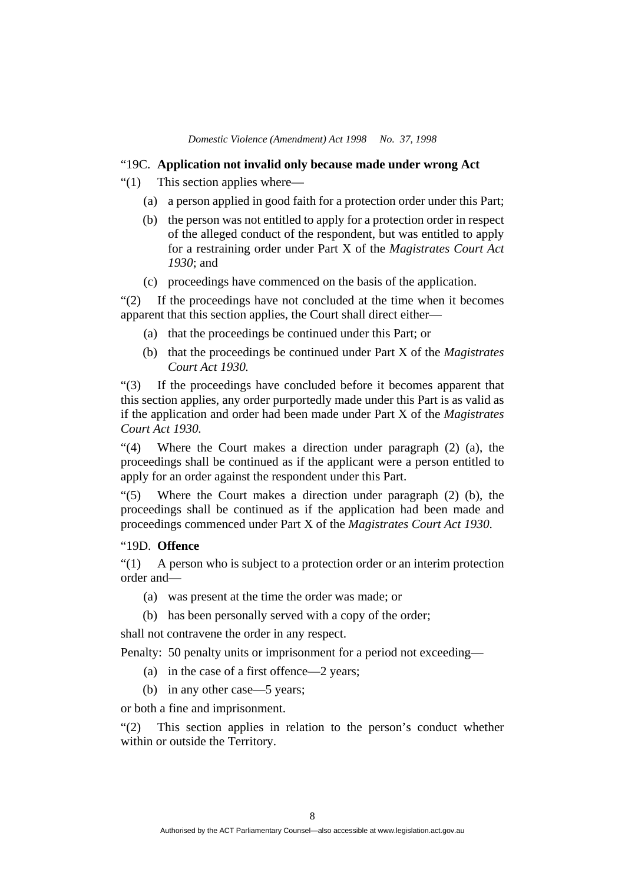"19C. **Application not invalid only because made under wrong Act**

"(1) This section applies where—

(a) a person applied in good faith for a protection order under this Part;

(b) the person was not entitled to apply for a protection order in respect of the alleged conduct of the respondent, but was entitled to apply for a restraining order under Part X of the *Magistrates Court Act 1930*; and

(c) proceedings have commenced on the basis of the application.

"(2) If the proceedings have not concluded at the time when it becomes apparent that this section applies, the Court shall direct either—

(a) that the proceedings be continued under this Part; or

(b) that the proceedings be continued under Part X of the *Magistrates Court Act 1930.*

"(3) If the proceedings have concluded before it becomes apparent that this section applies, any order purportedly made under this Part is as valid as if the application and order had been made under Part X of the *Magistrates Court Act 1930.*

"(4) Where the Court makes a direction under paragraph (2) (a), the proceedings shall be continued as if the applicant were a person entitled to apply for an order against the respondent under this Part.

"(5) Where the Court makes a direction under paragraph (2) (b), the proceedings shall be continued as if the application had been made and proceedings commenced under Part X of the *Magistrates Court Act 1930*.

"19D. **Offence**

"(1) A person who is subject to a protection order or an interim protection order and—

(a) was present at the time the order was made; or

(b) has been personally served with a copy of the order;

shall not contravene the order in any respect.

Penalty: 50 penalty units or imprisonment for a period not exceeding—

(a) in the case of a first offence—2 years;

(b) in any other case—5 years;

or both a fine and imprisonment.

"(2) This section applies in relation to the person's conduct whether within or outside the Territory.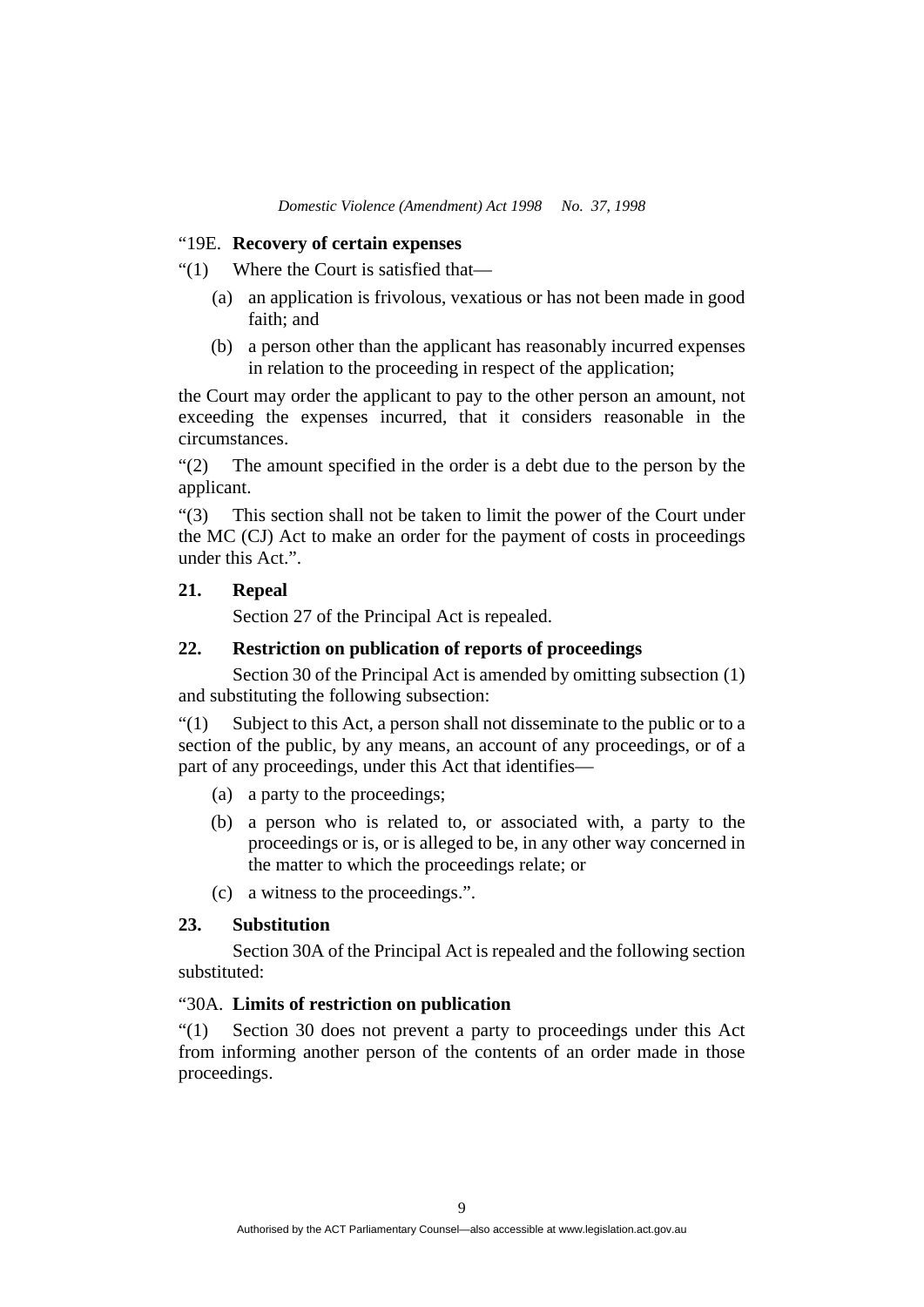"19E. **Recovery of certain expenses**

"(1) Where the Court is satisfied that—

(a) an application is frivolous, vexatious or has not been made in good faith; and

(b) a person other than the applicant has reasonably incurred expenses in relation to the proceeding in respect of the application;

the Court may order the applicant to pay to the other person an amount, not exceeding the expenses incurred, that it considers reasonable in the circumstances.

"(2) The amount specified in the order is a debt due to the person by the applicant.

"(3) This section shall not be taken to limit the power of the Court under the MC (CJ) Act to make an order for the payment of costs in proceedings under this Act.".

**21. Repeal**

Section 27 of the Principal Act is repealed.

**22. Restriction on publication of reports of proceedings**

Section 30 of the Principal Act is amended by omitting subsection (1) and substituting the following subsection:

"(1) Subject to this Act, a person shall not disseminate to the public or to a section of the public, by any means, an account of any proceedings, or of a part of any proceedings, under this Act that identifies—

(a) a party to the proceedings;

(b) a person who is related to, or associated with, a party to the proceedings or is, or is alleged to be, in any other way concerned in the matter to which the proceedings relate; or

(c) a witness to the proceedings.".

**23. Substitution**

Section 30A of the Principal Act is repealed and the following section substituted:

"30A. **Limits of restriction on publication**

"(1) Section 30 does not prevent a party to proceedings under this Act from informing another person of the contents of an order made in those proceedings.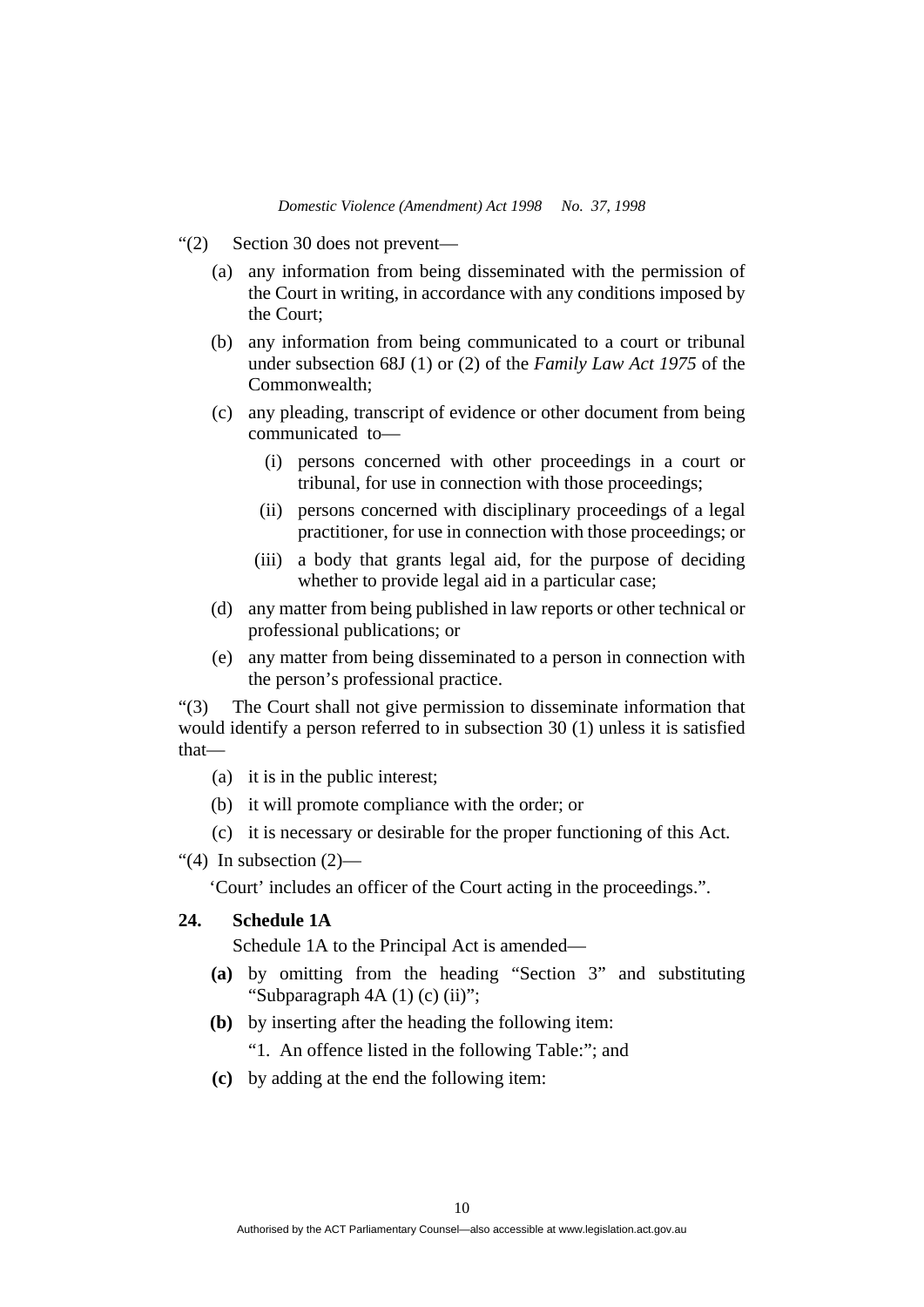"(2) Section 30 does not prevent—

(a) any information from being disseminated with the permission of the Court in writing, in accordance with any conditions imposed by the Court;

(b) any information from being communicated to a court or tribunal under subsection 68J (1) or (2) of the *Family Law Act 1975* of the Commonwealth;

(c) any pleading, transcript of evidence or other document from being communicated to—

(i) persons concerned with other proceedings in a court or tribunal, for use in connection with those proceedings;

(ii) persons concerned with disciplinary proceedings of a legal practitioner, for use in connection with those proceedings; or

(iii) a body that grants legal aid, for the purpose of deciding whether to provide legal aid in a particular case;

(d) any matter from being published in law reports or other technical or professional publications; or

(e) any matter from being disseminated to a person in connection with the person's professional practice.

"(3) The Court shall not give permission to disseminate information that would identify a person referred to in subsection 30 (1) unless it is satisfied that—

(a) it is in the public interest;

(b) it will promote compliance with the order; or

(c) it is necessary or desirable for the proper functioning of this Act.

"(4) In subsection (2)—

'Court' includes an officer of the Court acting in the proceedings.".

**24. Schedule 1A**

Schedule 1A to the Principal Act is amended—

**(a)** by omitting from the heading "Section 3" and substituting "Subparagraph 4A (1) (c) (ii)";

**(b)** by inserting after the heading the following item:

"1. An offence listed in the following Table:"; and

**(c)** by adding at the end the following item: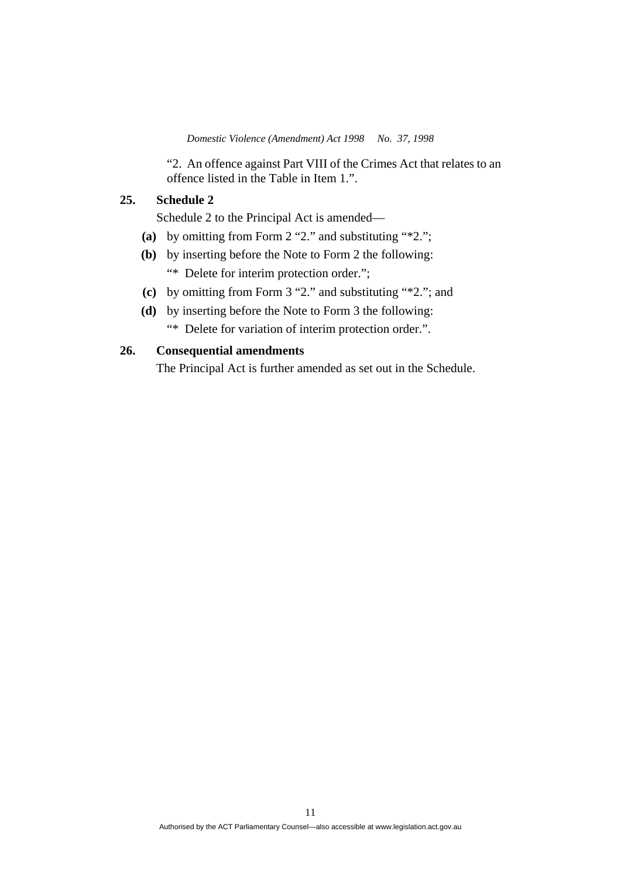"2. An offence against Part VIII of the Crimes Act that relates to an offence listed in the Table in Item 1.".

**25. Schedule 2**

Schedule 2 to the Principal Act is amended—

**(a)** by omitting from Form 2 "2." and substituting "*2.";

**(b)** by inserting before the Note to Form 2 the following:

"* Delete for interim protection order.";

**(c)** by omitting from Form 3 "2." and substituting "*2."; and

**(d)** by inserting before the Note to Form 3 the following:

"* Delete for variation of interim protection order.".

**26. Consequential amendments**

The Principal Act is further amended as set out in the Schedule.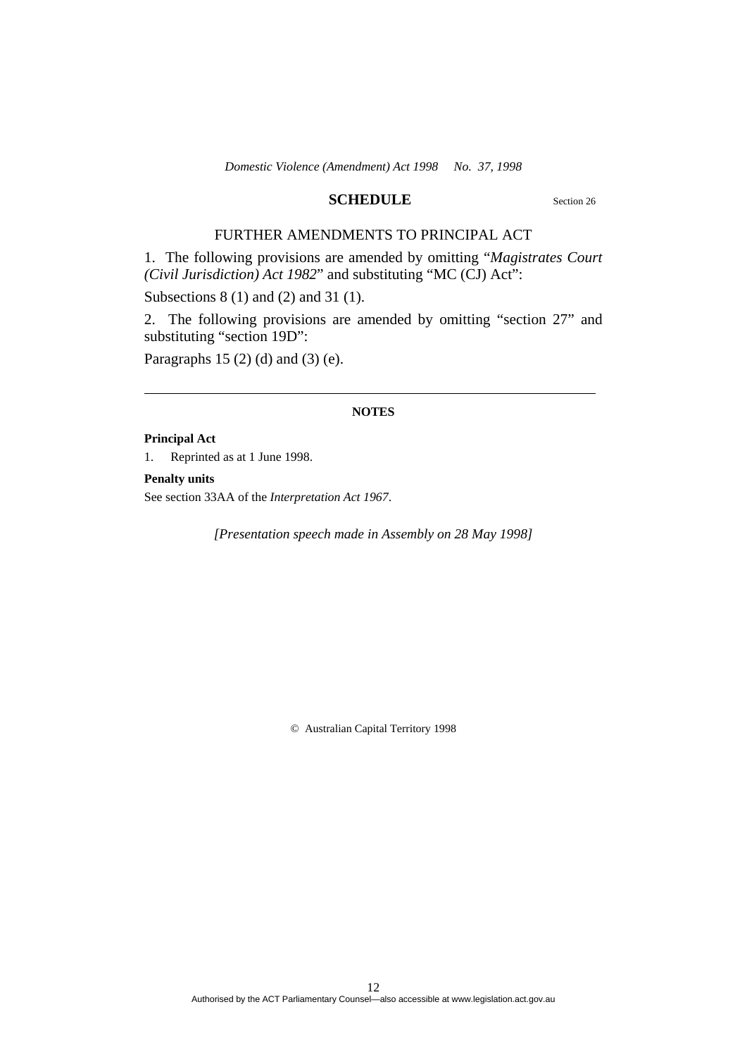## SCHEDULE

Section 26

FURTHER AMENDMENTS TO PRINCIPAL ACT

1. The following provisions are amended by omitting "*Magistrates Court (Civil Jurisdiction) Act 1982*" and substituting "MC (CJ) Act":

Subsections 8 (1) and (2) and 31 (1).

2. The following provisions are amended by omitting "section 27" and substituting "section 19D":

Paragraphs 15 (2) (d) and (3) (e).

---

### NOTES

**Principal Act**

1. Reprinted as at 1 June 1998.

**Penalty units**

See section 33AA of the *Interpretation Act 1967*.

*[Presentation speech made in Assembly on 28 May 1998]*

© Australian Capital Territory 1998